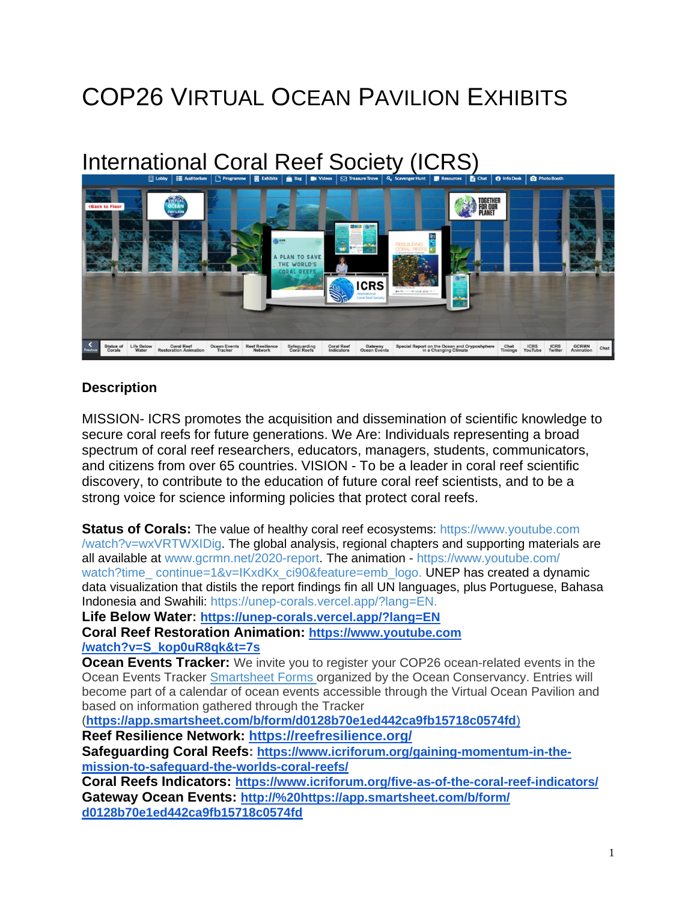# COP26 Virtual Ocean Pavilion Exhibits

## International Coral Reef Society (ICRS)

### Description

MISSION- ICRS promotes the acquisition and dissemination of scientific knowledge to secure coral reefs for future generations. We Are: Individuals representing a broad spectrum of coral reef researchers, educators, managers, students, communicators, and citizens from over 65 countries. VISION - To be a leader in coral reef scientific discovery, to contribute to the education of future coral reef scientists, and to be a strong voice for science informing policies that protect coral reefs.

**Status of Corals:** The value of healthy coral reef ecosystems: https://www.youtube.com/watch?v=wxVRTWXIDig. The global analysis, regional chapters and supporting materials are all available at www.gcrmn.net/2020-report. The animation - https://www.youtube.com/watch?time_continue=1&v=IKxdKx_ci90&feature=emb_logo. UNEP has created a dynamic data visualization that distils the report findings fin all UN languages, plus Portuguese, Bahasa Indonesia and Swahili: https://unep-corals.vercel.app/?lang=EN.

**Life Below Water: https://unep-corals.vercel.app/?lang=EN**

**Coral Reef Restoration Animation: https://www.youtube.com/watch?v=S_kop0uR8qk&t=7s**

**Ocean Events Tracker:** We invite you to register your COP26 ocean-related events in the Ocean Events Tracker Smartsheet Forms organized by the Ocean Conservancy. Entries will become part of a calendar of ocean events accessible through the Virtual Ocean Pavilion and based on information gathered through the Tracker (**https://app.smartsheet.com/b/form/d0128b70e1ed442ca9fb15718c0574fd**)

**Reef Resilience Network: https://reefresilience.org/**

**Safeguarding Coral Reefs: https://www.icriforum.org/gaining-momentum-in-the-mission-to-safeguard-the-worlds-coral-reefs/**

**Coral Reefs Indicators: https://www.icriforum.org/five-as-of-the-coral-reef-indicators/**

**Gateway Ocean Events: http://%20https://app.smartsheet.com/b/form/d0128b70e1ed442ca9fb15718c0574fd**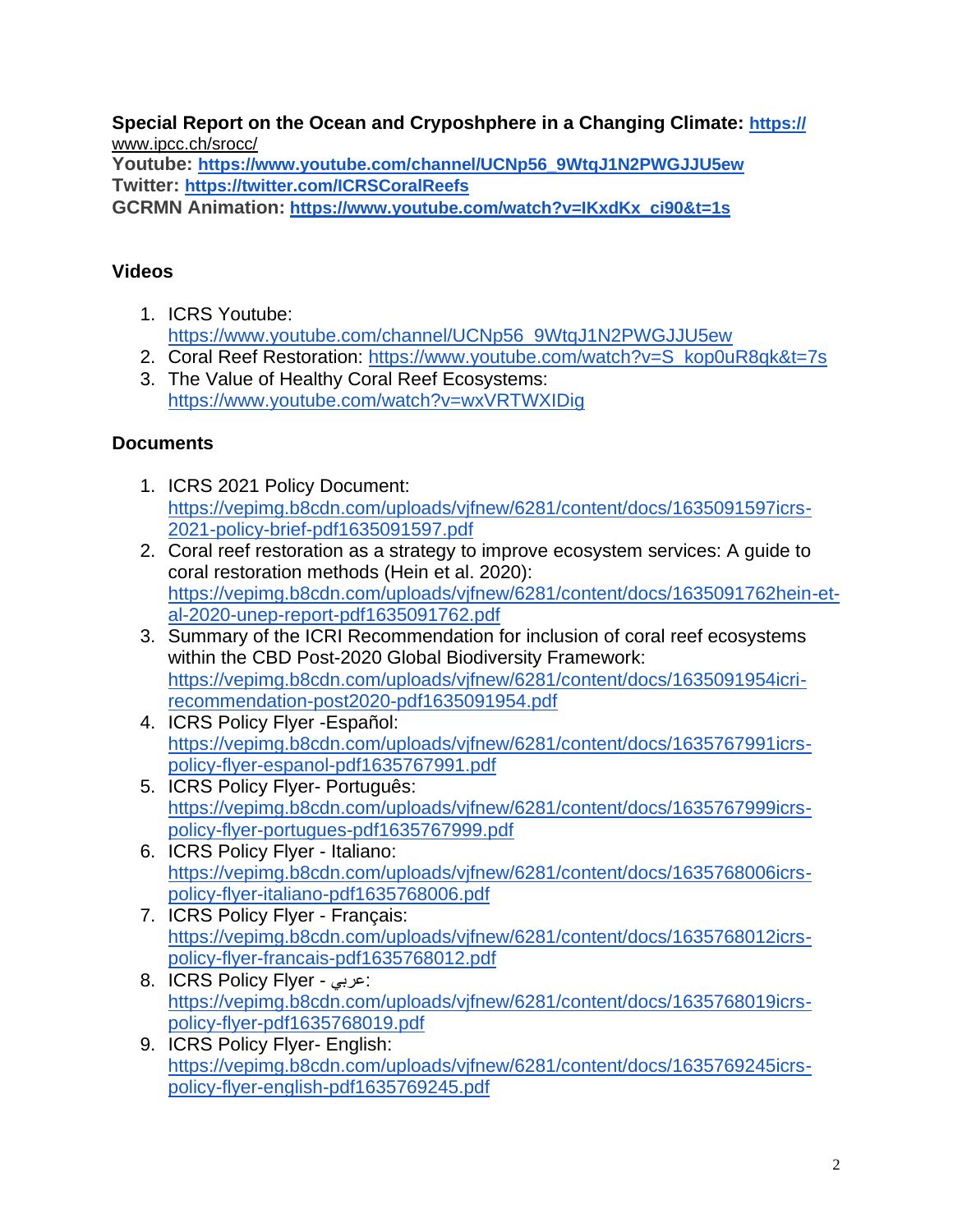**Special Report on the Ocean and Cryposhphere in a Changing Climate:** https://www.ipcc.ch/srocc/
**Youtube:** https://www.youtube.com/channel/UCNp56_9WtqJ1N2PWGJJU5ew
**Twitter:** https://twitter.com/ICRSCoralReefs
**GCRMN Animation:** https://www.youtube.com/watch?v=IKxdKx_ci90&t=1s

## Videos

1. ICRS Youtube: https://www.youtube.com/channel/UCNp56_9WtqJ1N2PWGJJU5ew
2. Coral Reef Restoration: https://www.youtube.com/watch?v=S_kop0uR8qk&t=7s
3. The Value of Healthy Coral Reef Ecosystems: https://www.youtube.com/watch?v=wxVRTWXIDig

## Documents

1. ICRS 2021 Policy Document: https://vepimg.b8cdn.com/uploads/vjfnew/6281/content/docs/1635091597icrs-2021-policy-brief-pdf1635091597.pdf
2. Coral reef restoration as a strategy to improve ecosystem services: A guide to coral restoration methods (Hein et al. 2020): https://vepimg.b8cdn.com/uploads/vjfnew/6281/content/docs/1635091762hein-et-al-2020-unep-report-pdf1635091762.pdf
3. Summary of the ICRI Recommendation for inclusion of coral reef ecosystems within the CBD Post-2020 Global Biodiversity Framework: https://vepimg.b8cdn.com/uploads/vjfnew/6281/content/docs/1635091954icri-recommendation-post2020-pdf1635091954.pdf
4. ICRS Policy Flyer -Español: https://vepimg.b8cdn.com/uploads/vjfnew/6281/content/docs/1635767991icrs-policy-flyer-espanol-pdf1635767991.pdf
5. ICRS Policy Flyer- Português: https://vepimg.b8cdn.com/uploads/vjfnew/6281/content/docs/1635767999icrs-policy-flyer-portugues-pdf1635767999.pdf
6. ICRS Policy Flyer - Italiano: https://vepimg.b8cdn.com/uploads/vjfnew/6281/content/docs/1635768006icrs-policy-flyer-italiano-pdf1635768006.pdf
7. ICRS Policy Flyer - Français: https://vepimg.b8cdn.com/uploads/vjfnew/6281/content/docs/1635768012icrs-policy-flyer-francais-pdf1635768012.pdf
8. ICRS Policy Flyer - عربي: https://vepimg.b8cdn.com/uploads/vjfnew/6281/content/docs/1635768019icrs-policy-flyer-pdf1635768019.pdf
9. ICRS Policy Flyer- English: https://vepimg.b8cdn.com/uploads/vjfnew/6281/content/docs/1635769245icrs-policy-flyer-english-pdf1635769245.pdf